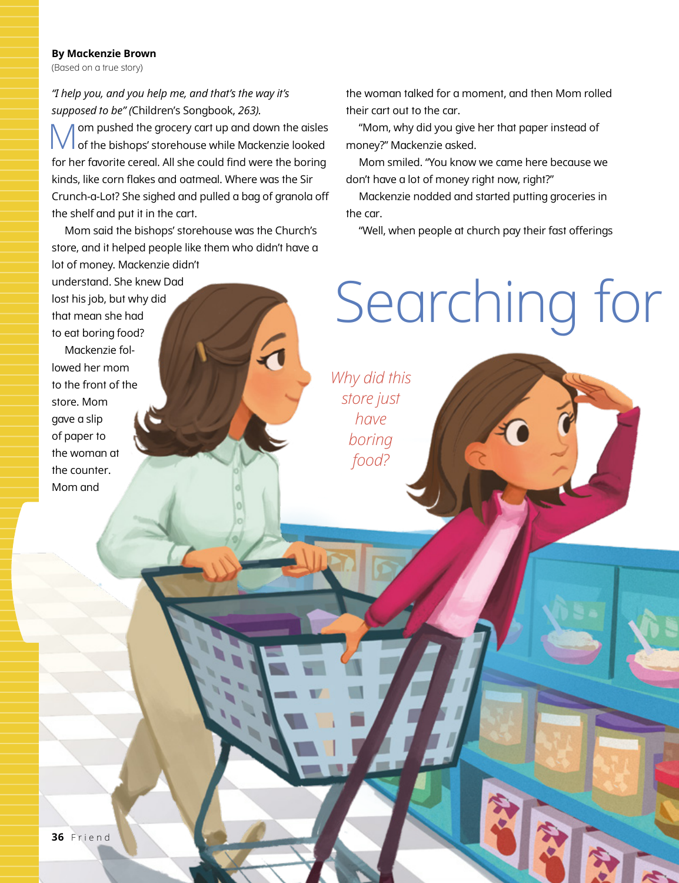# Searching for

**By Mackenzie Brown**
(Based on a true story)

*"I help you, and you help me, and that's the way it's supposed to be"* (Children's Songbook, *263*).

Mom pushed the grocery cart up and down the aisles of the bishops' storehouse while Mackenzie looked for her favorite cereal. All she could find were the boring kinds, like corn flakes and oatmeal. Where was the Sir Crunch-a-Lot? She sighed and pulled a bag of granola off the shelf and put it in the cart.

Mom said the bishops' storehouse was the Church's store, and it helped people like them who didn't have a lot of money. Mackenzie didn't understand. She knew Dad lost his job, but why did that mean she had to eat boring food?

Mackenzie followed her mom to the front of the store. Mom gave a slip of paper to the woman at the counter. Mom and the woman talked for a moment, and then Mom rolled their cart out to the car.

"Mom, why did you give her that paper instead of money?" Mackenzie asked.

Mom smiled. "You know we came here because we don't have a lot of money right now, right?"

Mackenzie nodded and started putting groceries in the car.

"Well, when people at church pay their fast offerings

*Why did this store just have boring food?*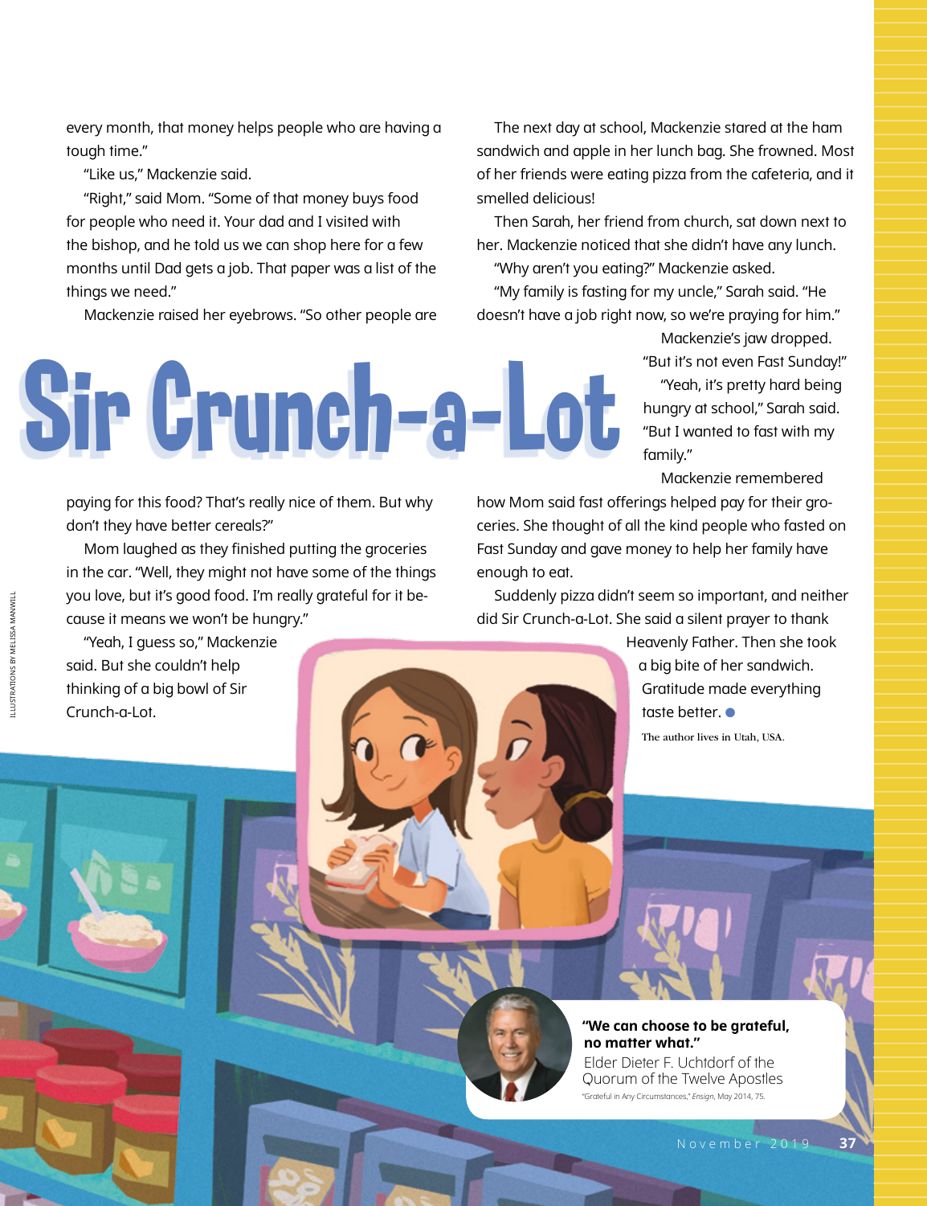# Sir Crunch-a-Lot

every month, that money helps people who are having a tough time."

"Like us," Mackenzie said.

"Right," said Mom. "Some of that money buys food for people who need it. Your dad and I visited with the bishop, and he told us we can shop here for a few months until Dad gets a job. That paper was a list of the things we need."

Mackenzie raised her eyebrows. "So other people are paying for this food? That's really nice of them. But why don't they have better cereals?"

Mom laughed as they finished putting the groceries in the car. "Well, they might not have some of the things you love, but it's good food. I'm really grateful for it because it means we won't be hungry."

"Yeah, I guess so," Mackenzie said. But she couldn't help thinking of a big bowl of Sir Crunch-a-Lot.

The next day at school, Mackenzie stared at the ham sandwich and apple in her lunch bag. She frowned. Most of her friends were eating pizza from the cafeteria, and it smelled delicious!

Then Sarah, her friend from church, sat down next to her. Mackenzie noticed that she didn't have any lunch.

"Why aren't you eating?" Mackenzie asked.

"My family is fasting for my uncle," Sarah said. "He doesn't have a job right now, so we're praying for him."

Mackenzie's jaw dropped. "But it's not even Fast Sunday!"

"Yeah, it's pretty hard being hungry at school," Sarah said. "But I wanted to fast with my family."

Mackenzie remembered how Mom said fast offerings helped pay for their groceries. She thought of all the kind people who fasted on Fast Sunday and gave money to help her family have enough to eat.

Suddenly pizza didn't seem so important, and neither did Sir Crunch-a-Lot. She said a silent prayer to thank Heavenly Father. Then she took a big bite of her sandwich. Gratitude made everything taste better. ●

The author lives in Utah, USA.

ILLUSTRATIONS BY MELISSA MANWILL

**"We can choose to be grateful, no matter what."**

Elder Dieter F. Uchtdorf of the Quorum of the Twelve Apostles

"Grateful in Any Circumstances," *Ensign*, May 2014, 75.